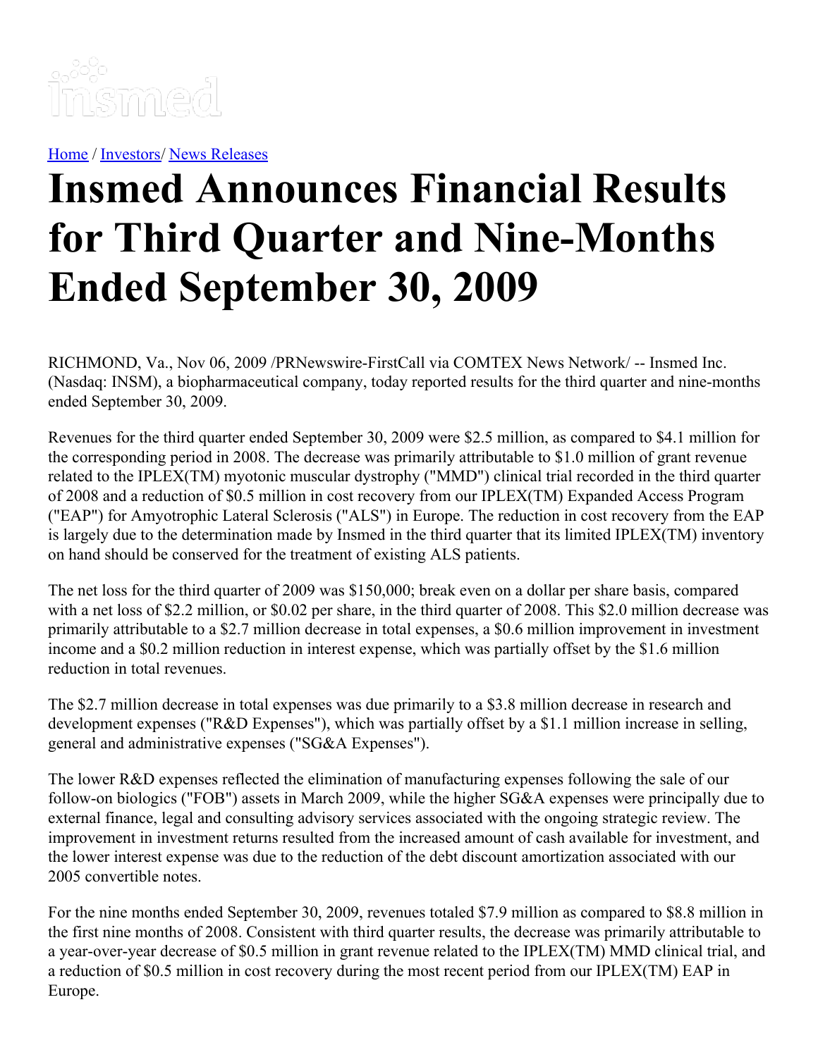Home / Investors/ News Releases

# Insmed Announces Financial Results for Third Quarter and Nine-Months Ended September 30, 2009

RICHMOND, Va., Nov 06, 2009 /PRNewswire-FirstCall via COMTEX News Network/ -- Insmed Inc. (Nasdaq: INSM), a biopharmaceutical company, today reported results for the third quarter and nine-months ended September 30, 2009.

Revenues for the third quarter ended September 30, 2009 were $2.5 million, as compared to $4.1 million for the corresponding period in 2008. The decrease was primarily attributable to $1.0 million of grant revenue related to the IPLEX(TM) myotonic muscular dystrophy ("MMD") clinical trial recorded in the third quarter of 2008 and a reduction of $0.5 million in cost recovery from our IPLEX(TM) Expanded Access Program ("EAP") for Amyotrophic Lateral Sclerosis ("ALS") in Europe. The reduction in cost recovery from the EAP is largely due to the determination made by Insmed in the third quarter that its limited IPLEX(TM) inventory on hand should be conserved for the treatment of existing ALS patients.

The net loss for the third quarter of 2009 was $150,000; break even on a dollar per share basis, compared with a net loss of $2.2 million, or $0.02 per share, in the third quarter of 2008. This $2.0 million decrease was primarily attributable to a $2.7 million decrease in total expenses, a $0.6 million improvement in investment income and a $0.2 million reduction in interest expense, which was partially offset by the $1.6 million reduction in total revenues.

The $2.7 million decrease in total expenses was due primarily to a $3.8 million decrease in research and development expenses ("R&D Expenses"), which was partially offset by a $1.1 million increase in selling, general and administrative expenses ("SG&A Expenses").

The lower R&D expenses reflected the elimination of manufacturing expenses following the sale of our follow-on biologics ("FOB") assets in March 2009, while the higher SG&A expenses were principally due to external finance, legal and consulting advisory services associated with the ongoing strategic review. The improvement in investment returns resulted from the increased amount of cash available for investment, and the lower interest expense was due to the reduction of the debt discount amortization associated with our 2005 convertible notes.

For the nine months ended September 30, 2009, revenues totaled $7.9 million as compared to $8.8 million in the first nine months of 2008. Consistent with third quarter results, the decrease was primarily attributable to a year-over-year decrease of $0.5 million in grant revenue related to the IPLEX(TM) MMD clinical trial, and a reduction of $0.5 million in cost recovery during the most recent period from our IPLEX(TM) EAP in Europe.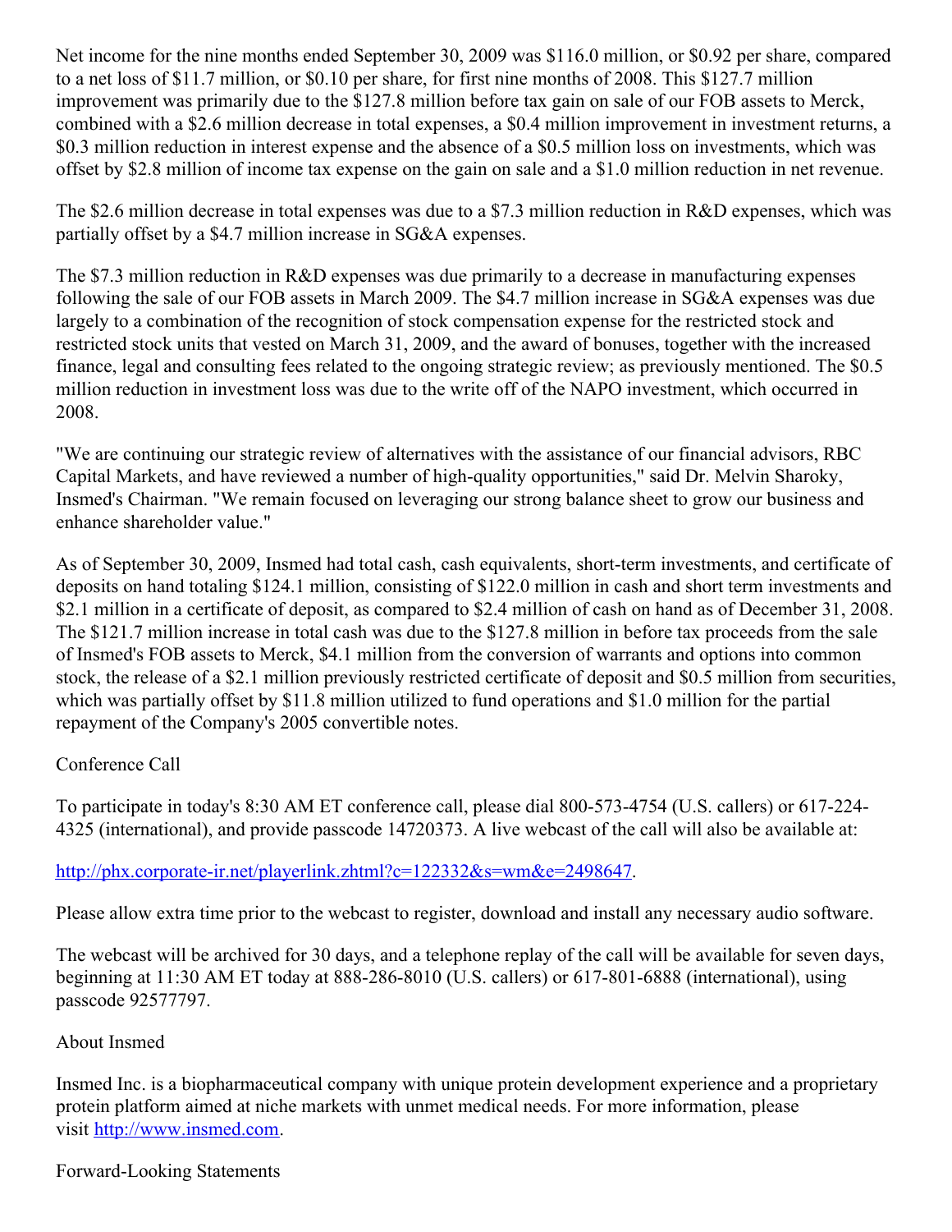Net income for the nine months ended September 30, 2009 was $116.0 million, or $0.92 per share, compared to a net loss of $11.7 million, or $0.10 per share, for first nine months of 2008. This $127.7 million improvement was primarily due to the $127.8 million before tax gain on sale of our FOB assets to Merck, combined with a $2.6 million decrease in total expenses, a $0.4 million improvement in investment returns, a $0.3 million reduction in interest expense and the absence of a $0.5 million loss on investments, which was offset by $2.8 million of income tax expense on the gain on sale and a $1.0 million reduction in net revenue.

The $2.6 million decrease in total expenses was due to a $7.3 million reduction in R&D expenses, which was partially offset by a $4.7 million increase in SG&A expenses.

The $7.3 million reduction in R&D expenses was due primarily to a decrease in manufacturing expenses following the sale of our FOB assets in March 2009. The $4.7 million increase in SG&A expenses was due largely to a combination of the recognition of stock compensation expense for the restricted stock and restricted stock units that vested on March 31, 2009, and the award of bonuses, together with the increased finance, legal and consulting fees related to the ongoing strategic review; as previously mentioned. The $0.5 million reduction in investment loss was due to the write off of the NAPO investment, which occurred in 2008.

"We are continuing our strategic review of alternatives with the assistance of our financial advisors, RBC Capital Markets, and have reviewed a number of high-quality opportunities," said Dr. Melvin Sharoky, Insmed's Chairman. "We remain focused on leveraging our strong balance sheet to grow our business and enhance shareholder value."

As of September 30, 2009, Insmed had total cash, cash equivalents, short-term investments, and certificate of deposits on hand totaling $124.1 million, consisting of $122.0 million in cash and short term investments and $2.1 million in a certificate of deposit, as compared to $2.4 million of cash on hand as of December 31, 2008. The $121.7 million increase in total cash was due to the $127.8 million in before tax proceeds from the sale of Insmed's FOB assets to Merck, $4.1 million from the conversion of warrants and options into common stock, the release of a $2.1 million previously restricted certificate of deposit and $0.5 million from securities, which was partially offset by $11.8 million utilized to fund operations and $1.0 million for the partial repayment of the Company's 2005 convertible notes.

## Conference Call

To participate in today's 8:30 AM ET conference call, please dial 800-573-4754 (U.S. callers) or 617-224-4325 (international), and provide passcode 14720373. A live webcast of the call will also be available at:

http://phx.corporate-ir.net/playerlink.zhtml?c=122332&s=wm&e=2498647.

Please allow extra time prior to the webcast to register, download and install any necessary audio software.

The webcast will be archived for 30 days, and a telephone replay of the call will be available for seven days, beginning at 11:30 AM ET today at 888-286-8010 (U.S. callers) or 617-801-6888 (international), using passcode 92577797.

## About Insmed

Insmed Inc. is a biopharmaceutical company with unique protein development experience and a proprietary protein platform aimed at niche markets with unmet medical needs. For more information, please visit http://www.insmed.com.

## Forward-Looking Statements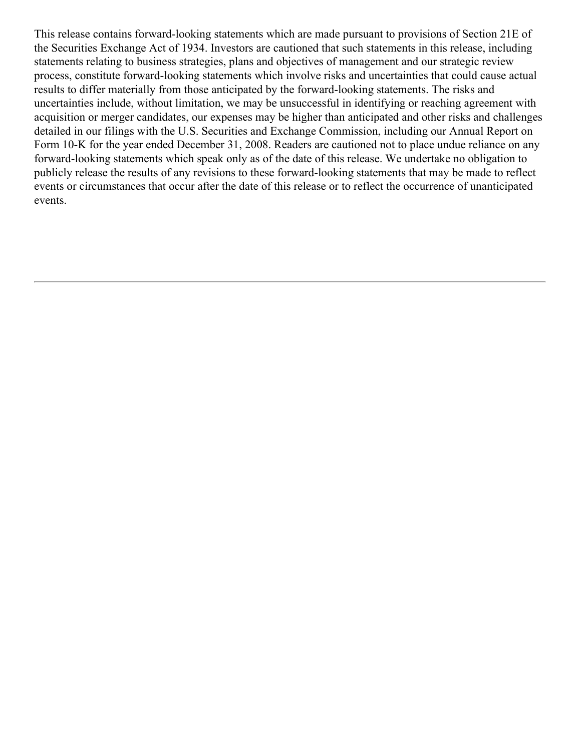This release contains forward-looking statements which are made pursuant to provisions of Section 21E of the Securities Exchange Act of 1934. Investors are cautioned that such statements in this release, including statements relating to business strategies, plans and objectives of management and our strategic review process, constitute forward-looking statements which involve risks and uncertainties that could cause actual results to differ materially from those anticipated by the forward-looking statements. The risks and uncertainties include, without limitation, we may be unsuccessful in identifying or reaching agreement with acquisition or merger candidates, our expenses may be higher than anticipated and other risks and challenges detailed in our filings with the U.S. Securities and Exchange Commission, including our Annual Report on Form 10-K for the year ended December 31, 2008. Readers are cautioned not to place undue reliance on any forward-looking statements which speak only as of the date of this release. We undertake no obligation to publicly release the results of any revisions to these forward-looking statements that may be made to reflect events or circumstances that occur after the date of this release or to reflect the occurrence of unanticipated events.